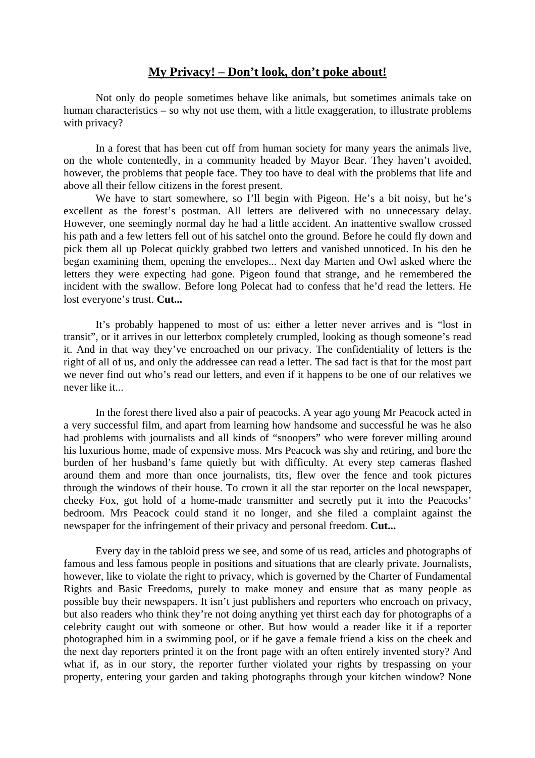# **My Privacy! – Don't look, don't poke about!**

Not only do people sometimes behave like animals, but sometimes animals take on human characteristics – so why not use them, with a little exaggeration, to illustrate problems with privacy?

In a forest that has been cut off from human society for many years the animals live, on the whole contentedly, in a community headed by Mayor Bear. They haven't avoided, however, the problems that people face. They too have to deal with the problems that life and above all their fellow citizens in the forest present.

We have to start somewhere, so I'll begin with Pigeon. He's a bit noisy, but he's excellent as the forest's postman. All letters are delivered with no unnecessary delay. However, one seemingly normal day he had a little accident. An inattentive swallow crossed his path and a few letters fell out of his satchel onto the ground. Before he could fly down and pick them all up Polecat quickly grabbed two letters and vanished unnoticed. In his den he began examining them, opening the envelopes... Next day Marten and Owl asked where the letters they were expecting had gone. Pigeon found that strange, and he remembered the incident with the swallow. Before long Polecat had to confess that he'd read the letters. He lost everyone's trust. **Cut...**

It's probably happened to most of us: either a letter never arrives and is "lost in transit", or it arrives in our letterbox completely crumpled, looking as though someone's read it. And in that way they've encroached on our privacy. The confidentiality of letters is the right of all of us, and only the addressee can read a letter. The sad fact is that for the most part we never find out who's read our letters, and even if it happens to be one of our relatives we never like it...

In the forest there lived also a pair of peacocks. A year ago young Mr Peacock acted in a very successful film, and apart from learning how handsome and successful he was he also had problems with journalists and all kinds of "snoopers" who were forever milling around his luxurious home, made of expensive moss. Mrs Peacock was shy and retiring, and bore the burden of her husband's fame quietly but with difficulty. At every step cameras flashed around them and more than once journalists, tits, flew over the fence and took pictures through the windows of their house. To crown it all the star reporter on the local newspaper, cheeky Fox, got hold of a home-made transmitter and secretly put it into the Peacocks' bedroom. Mrs Peacock could stand it no longer, and she filed a complaint against the newspaper for the infringement of their privacy and personal freedom. **Cut...**

Every day in the tabloid press we see, and some of us read, articles and photographs of famous and less famous people in positions and situations that are clearly private. Journalists, however, like to violate the right to privacy, which is governed by the Charter of Fundamental Rights and Basic Freedoms, purely to make money and ensure that as many people as possible buy their newspapers. It isn't just publishers and reporters who encroach on privacy, but also readers who think they're not doing anything yet thirst each day for photographs of a celebrity caught out with someone or other. But how would a reader like it if a reporter photographed him in a swimming pool, or if he gave a female friend a kiss on the cheek and the next day reporters printed it on the front page with an often entirely invented story? And what if, as in our story, the reporter further violated your rights by trespassing on your property, entering your garden and taking photographs through your kitchen window? None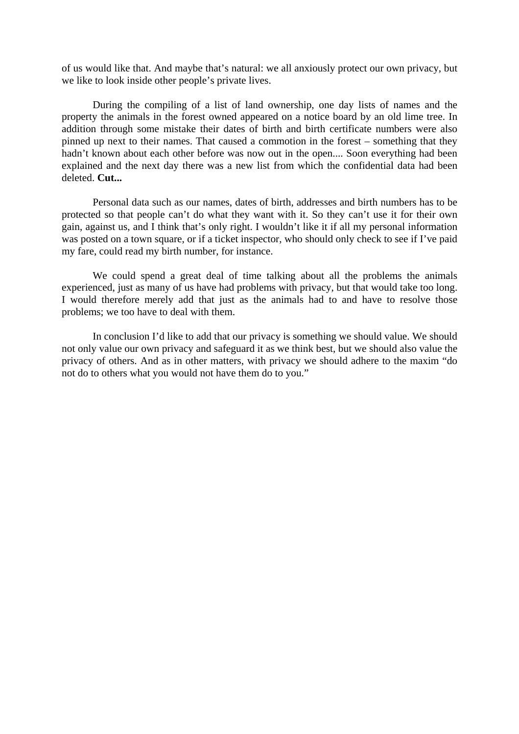of us would like that. And maybe that's natural: we all anxiously protect our own privacy, but we like to look inside other people's private lives.

During the compiling of a list of land ownership, one day lists of names and the property the animals in the forest owned appeared on a notice board by an old lime tree. In addition through some mistake their dates of birth and birth certificate numbers were also pinned up next to their names. That caused a commotion in the forest – something that they hadn't known about each other before was now out in the open.... Soon everything had been explained and the next day there was a new list from which the confidential data had been deleted. **Cut...**

Personal data such as our names, dates of birth, addresses and birth numbers has to be protected so that people can't do what they want with it. So they can't use it for their own gain, against us, and I think that's only right. I wouldn't like it if all my personal information was posted on a town square, or if a ticket inspector, who should only check to see if I've paid my fare, could read my birth number, for instance.

We could spend a great deal of time talking about all the problems the animals experienced, just as many of us have had problems with privacy, but that would take too long. I would therefore merely add that just as the animals had to and have to resolve those problems; we too have to deal with them.

In conclusion I'd like to add that our privacy is something we should value. We should not only value our own privacy and safeguard it as we think best, but we should also value the privacy of others. And as in other matters, with privacy we should adhere to the maxim "do not do to others what you would not have them do to you."